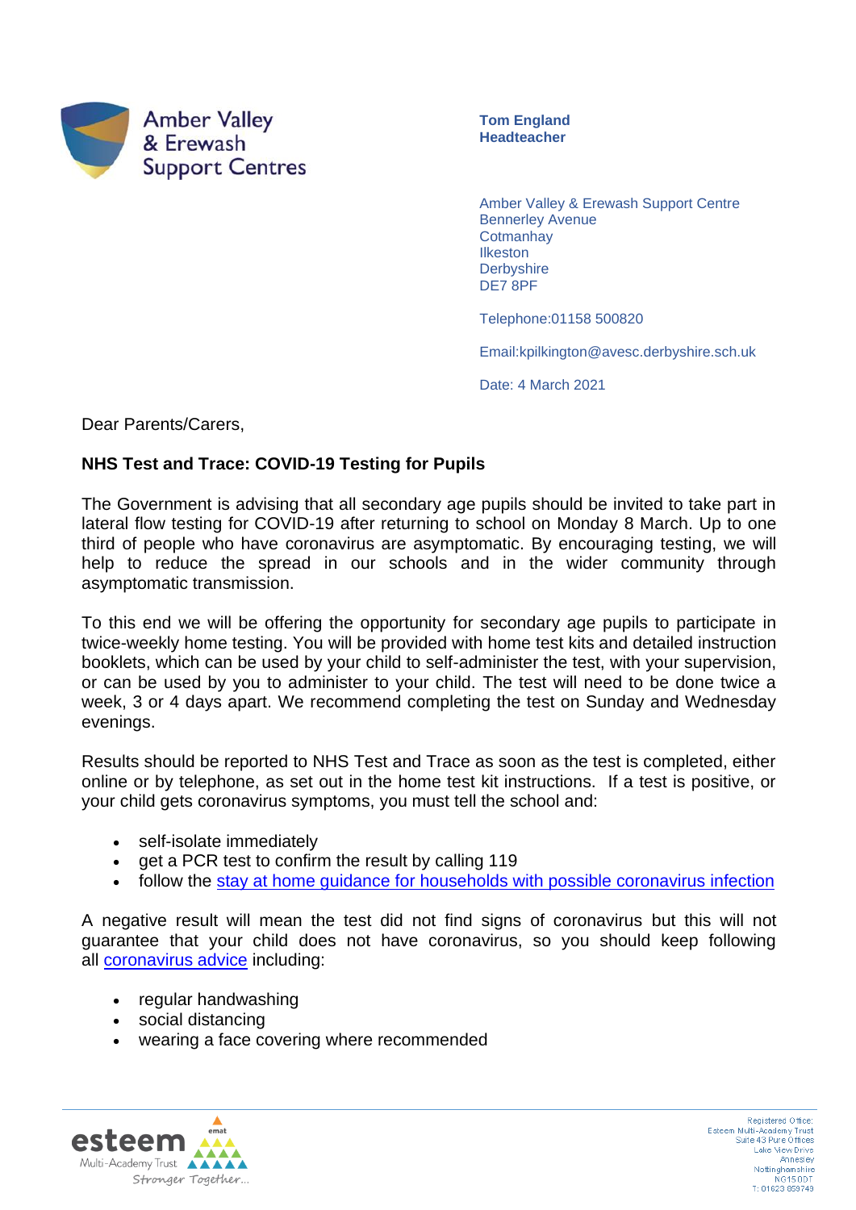Amber Valley & Erewash Support Centres

**Tom England**
**Headteacher**

Amber Valley & Erewash Support Centre
Bennerley Avenue
Cotmanhay
Ilkeston
Derbyshire
DE7 8PF

Telephone:01158 500820

Email:kpilkington@avesc.derbyshire.sch.uk

Date: 4 March 2021

Dear Parents/Carers,

**NHS Test and Trace: COVID-19 Testing for Pupils**

The Government is advising that all secondary age pupils should be invited to take part in lateral flow testing for COVID-19 after returning to school on Monday 8 March. Up to one third of people who have coronavirus are asymptomatic. By encouraging testing, we will help to reduce the spread in our schools and in the wider community through asymptomatic transmission.

To this end we will be offering the opportunity for secondary age pupils to participate in twice-weekly home testing. You will be provided with home test kits and detailed instruction booklets, which can be used by your child to self-administer the test, with your supervision, or can be used by you to administer to your child. The test will need to be done twice a week, 3 or 4 days apart. We recommend completing the test on Sunday and Wednesday evenings.

Results should be reported to NHS Test and Trace as soon as the test is completed, either online or by telephone, as set out in the home test kit instructions. If a test is positive, or your child gets coronavirus symptoms, you must tell the school and:

- self-isolate immediately
- get a PCR test to confirm the result by calling 119
- follow the stay at home guidance for households with possible coronavirus infection

A negative result will mean the test did not find signs of coronavirus but this will not guarantee that your child does not have coronavirus, so you should keep following all coronavirus advice including:

- regular handwashing
- social distancing
- wearing a face covering where recommended

esteem Multi-Academy Trust
Stronger Together...

Registered Office:
Esteem Multi-Academy Trust
Suite 43 Pure Offices
Lake View Drive
Annesley
Nottinghamshire
NG15 0DT
T: 01623 859749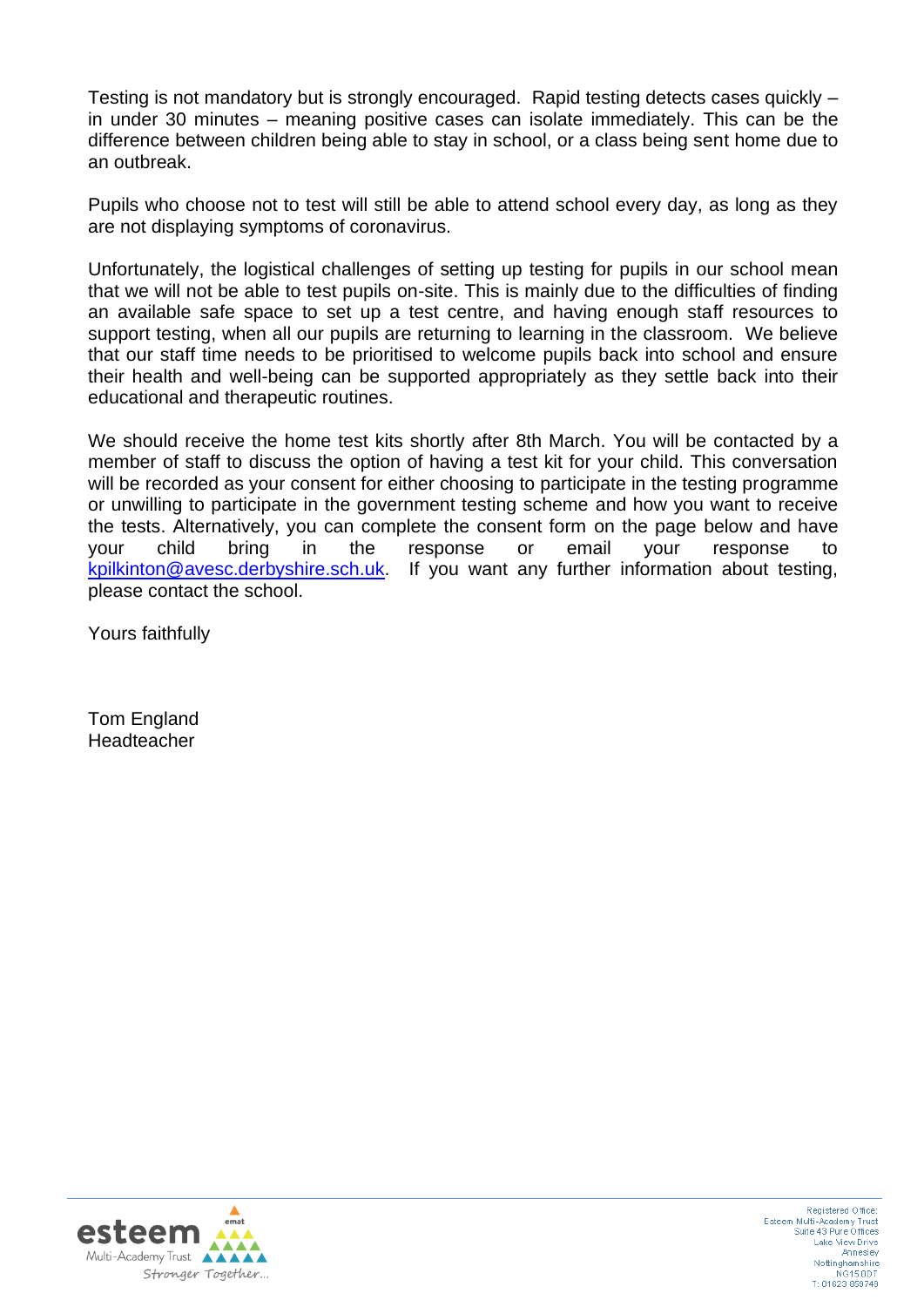Testing is not mandatory but is strongly encouraged. Rapid testing detects cases quickly – in under 30 minutes – meaning positive cases can isolate immediately. This can be the difference between children being able to stay in school, or a class being sent home due to an outbreak.

Pupils who choose not to test will still be able to attend school every day, as long as they are not displaying symptoms of coronavirus.

Unfortunately, the logistical challenges of setting up testing for pupils in our school mean that we will not be able to test pupils on-site. This is mainly due to the difficulties of finding an available safe space to set up a test centre, and having enough staff resources to support testing, when all our pupils are returning to learning in the classroom. We believe that our staff time needs to be prioritised to welcome pupils back into school and ensure their health and well-being can be supported appropriately as they settle back into their educational and therapeutic routines.

We should receive the home test kits shortly after 8th March. You will be contacted by a member of staff to discuss the option of having a test kit for your child. This conversation will be recorded as your consent for either choosing to participate in the testing programme or unwilling to participate in the government testing scheme and how you want to receive the tests. Alternatively, you can complete the consent form on the page below and have your child bring in the response or email your response to kpilkinton@avesc.derbyshire.sch.uk. If you want any further information about testing, please contact the school.

Yours faithfully

Tom England
Headteacher

esteem Multi-Academy Trust
Stronger Together...

Registered Office:
Esteem Multi-Academy Trust
Suite 43 Pure Offices
Lake View Drive
Annesley
Nottinghamshire
NG15 0DT
T: 01623 859749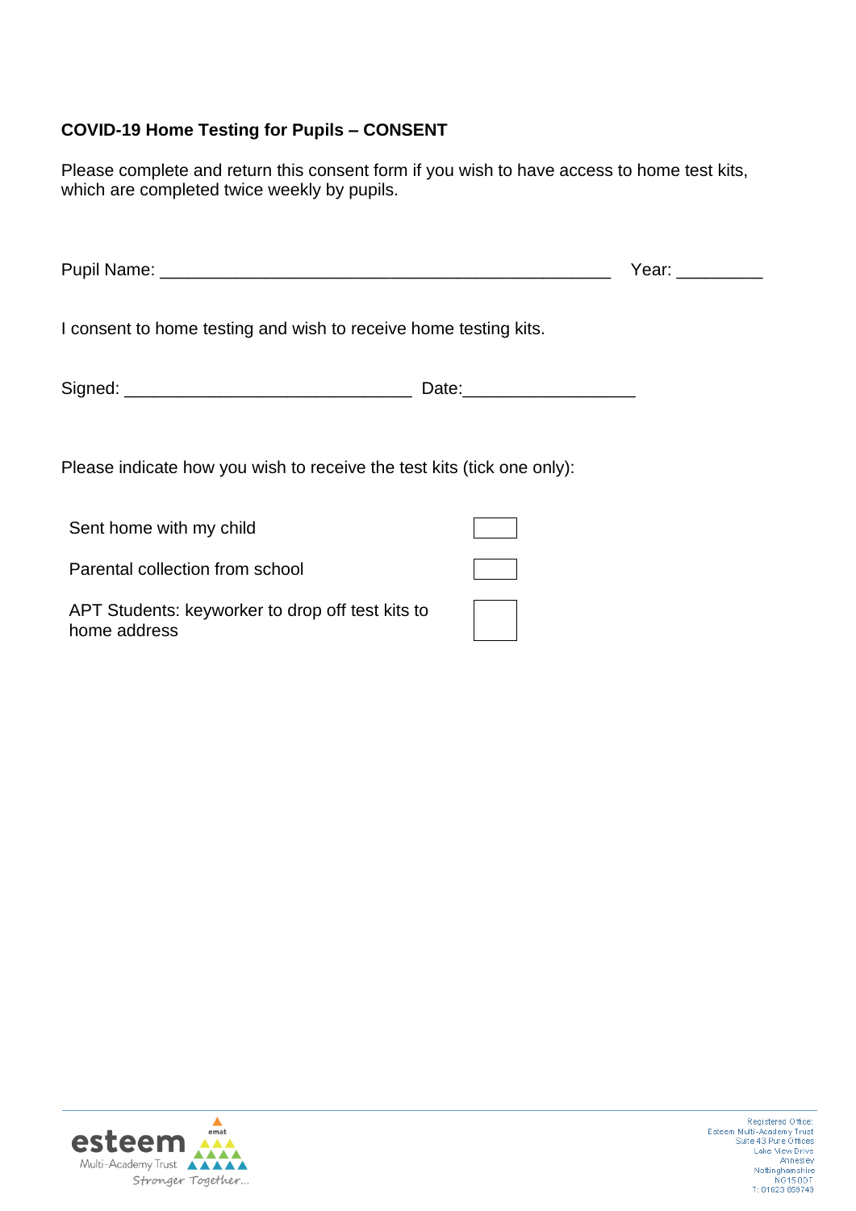**COVID-19 Home Testing for Pupils – CONSENT**

Please complete and return this consent form if you wish to have access to home test kits, which are completed twice weekly by pupils.

Pupil Name: _______________________________________________ Year: _________

I consent to home testing and wish to receive home testing kits.

Signed: ______________________________ Date:__________________

Please indicate how you wish to receive the test kits (tick one only):

| | |
|---|---|
| Sent home with my child | ☐ |
| Parental collection from school | ☐ |
| APT Students: keyworker to drop off test kits to home address | ☐ |

esteem Multi-Academy Trust
emat
Stronger Together...

Registered Office:
Esteem Multi-Academy Trust
Suite 43 Pure Offices
Lake View Drive
Annesley
Nottinghamshire
NG15 0DT
T: 01623 859749